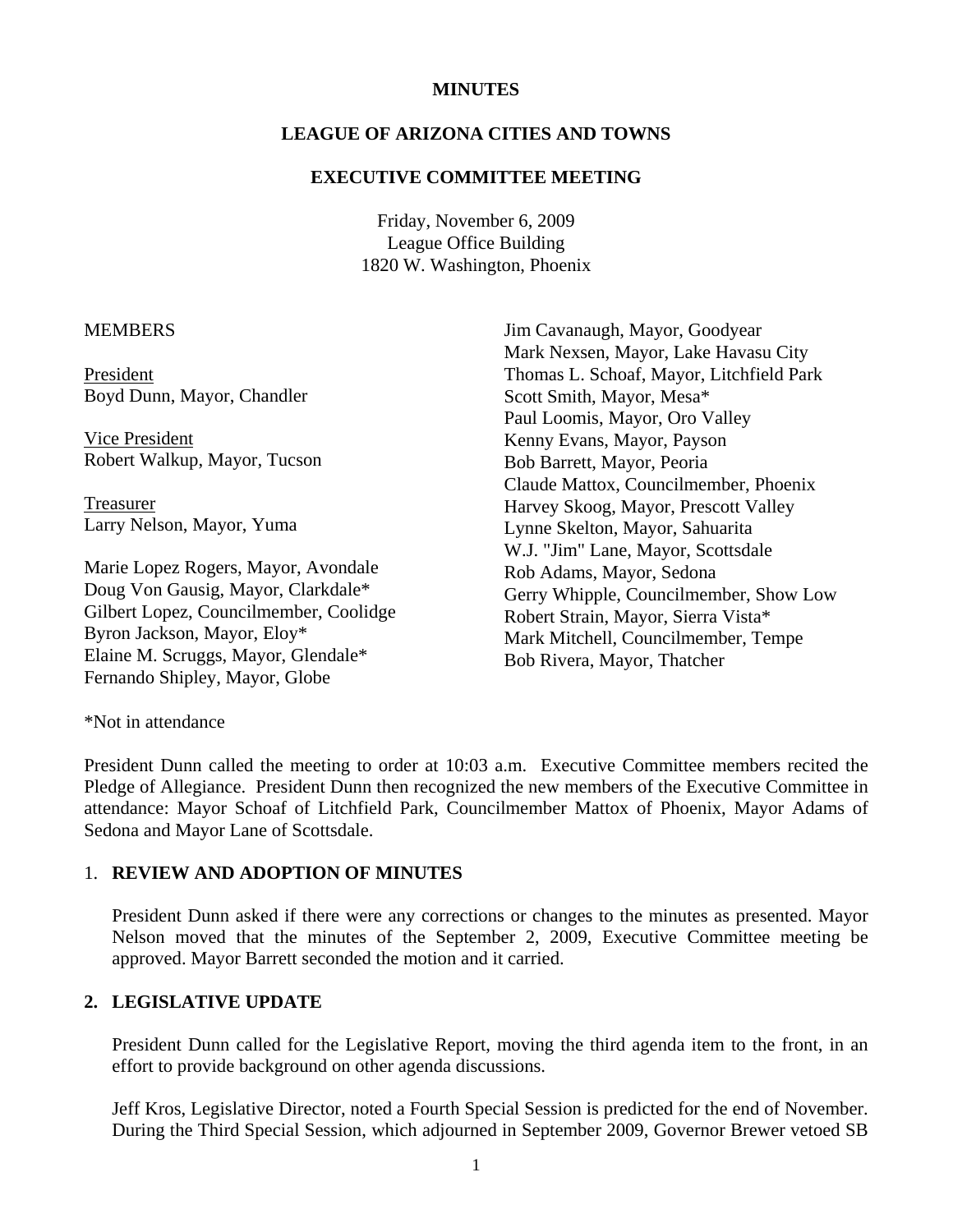**MINUTES**

**LEAGUE OF ARIZONA CITIES AND TOWNS**

**EXECUTIVE COMMITTEE MEETING**

Friday, November 6, 2009
League Office Building
1820 W. Washington, Phoenix

MEMBERS

President
Boyd Dunn, Mayor, Chandler

Vice President
Robert Walkup, Mayor, Tucson

Treasurer
Larry Nelson, Mayor, Yuma

Marie Lopez Rogers, Mayor, Avondale
Doug Von Gausig, Mayor, Clarkdale*
Gilbert Lopez, Councilmember, Coolidge
Byron Jackson, Mayor, Eloy*
Elaine M. Scruggs, Mayor, Glendale*
Fernando Shipley, Mayor, Globe
Jim Cavanaugh, Mayor, Goodyear
Mark Nexsen, Mayor, Lake Havasu City
Thomas L. Schoaf, Mayor, Litchfield Park
Scott Smith, Mayor, Mesa*
Paul Loomis, Mayor, Oro Valley
Kenny Evans, Mayor, Payson
Bob Barrett, Mayor, Peoria
Claude Mattox, Councilmember, Phoenix
Harvey Skoog, Mayor, Prescott Valley
Lynne Skelton, Mayor, Sahuarita
W.J. "Jim" Lane, Mayor, Scottsdale
Rob Adams, Mayor, Sedona
Gerry Whipple, Councilmember, Show Low
Robert Strain, Mayor, Sierra Vista*
Mark Mitchell, Councilmember, Tempe
Bob Rivera, Mayor, Thatcher

*Not in attendance

President Dunn called the meeting to order at 10:03 a.m. Executive Committee members recited the Pledge of Allegiance. President Dunn then recognized the new members of the Executive Committee in attendance: Mayor Schoaf of Litchfield Park, Councilmember Mattox of Phoenix, Mayor Adams of Sedona and Mayor Lane of Scottsdale.

## 1. REVIEW AND ADOPTION OF MINUTES

President Dunn asked if there were any corrections or changes to the minutes as presented. Mayor Nelson moved that the minutes of the September 2, 2009, Executive Committee meeting be approved. Mayor Barrett seconded the motion and it carried.

## 2. LEGISLATIVE UPDATE

President Dunn called for the Legislative Report, moving the third agenda item to the front, in an effort to provide background on other agenda discussions.

Jeff Kros, Legislative Director, noted a Fourth Special Session is predicted for the end of November. During the Third Special Session, which adjourned in September 2009, Governor Brewer vetoed SB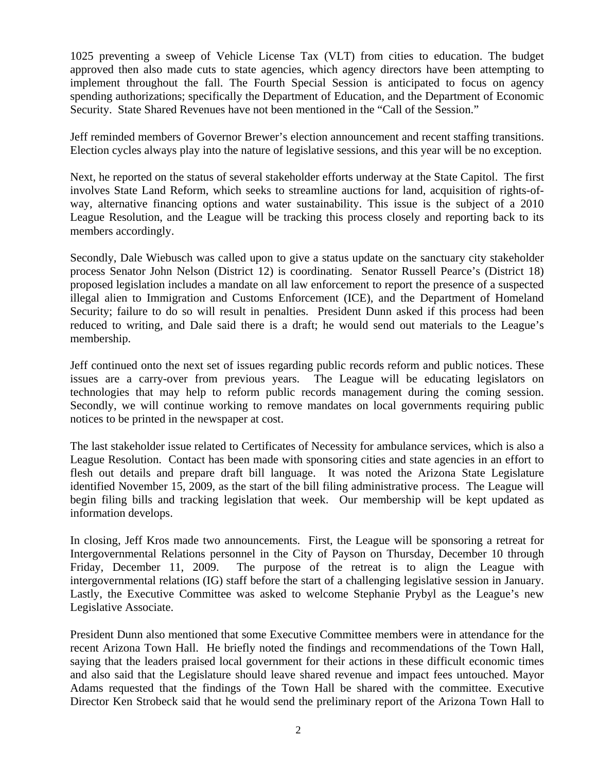1025 preventing a sweep of Vehicle License Tax (VLT) from cities to education. The budget approved then also made cuts to state agencies, which agency directors have been attempting to implement throughout the fall. The Fourth Special Session is anticipated to focus on agency spending authorizations; specifically the Department of Education, and the Department of Economic Security. State Shared Revenues have not been mentioned in the "Call of the Session."

Jeff reminded members of Governor Brewer's election announcement and recent staffing transitions. Election cycles always play into the nature of legislative sessions, and this year will be no exception.

Next, he reported on the status of several stakeholder efforts underway at the State Capitol. The first involves State Land Reform, which seeks to streamline auctions for land, acquisition of rights-of-way, alternative financing options and water sustainability. This issue is the subject of a 2010 League Resolution, and the League will be tracking this process closely and reporting back to its members accordingly.

Secondly, Dale Wiebusch was called upon to give a status update on the sanctuary city stakeholder process Senator John Nelson (District 12) is coordinating. Senator Russell Pearce's (District 18) proposed legislation includes a mandate on all law enforcement to report the presence of a suspected illegal alien to Immigration and Customs Enforcement (ICE), and the Department of Homeland Security; failure to do so will result in penalties. President Dunn asked if this process had been reduced to writing, and Dale said there is a draft; he would send out materials to the League's membership.

Jeff continued onto the next set of issues regarding public records reform and public notices. These issues are a carry-over from previous years. The League will be educating legislators on technologies that may help to reform public records management during the coming session. Secondly, we will continue working to remove mandates on local governments requiring public notices to be printed in the newspaper at cost.

The last stakeholder issue related to Certificates of Necessity for ambulance services, which is also a League Resolution. Contact has been made with sponsoring cities and state agencies in an effort to flesh out details and prepare draft bill language. It was noted the Arizona State Legislature identified November 15, 2009, as the start of the bill filing administrative process. The League will begin filing bills and tracking legislation that week. Our membership will be kept updated as information develops.

In closing, Jeff Kros made two announcements. First, the League will be sponsoring a retreat for Intergovernmental Relations personnel in the City of Payson on Thursday, December 10 through Friday, December 11, 2009. The purpose of the retreat is to align the League with intergovernmental relations (IG) staff before the start of a challenging legislative session in January. Lastly, the Executive Committee was asked to welcome Stephanie Prybyl as the League's new Legislative Associate.

President Dunn also mentioned that some Executive Committee members were in attendance for the recent Arizona Town Hall. He briefly noted the findings and recommendations of the Town Hall, saying that the leaders praised local government for their actions in these difficult economic times and also said that the Legislature should leave shared revenue and impact fees untouched. Mayor Adams requested that the findings of the Town Hall be shared with the committee. Executive Director Ken Strobeck said that he would send the preliminary report of the Arizona Town Hall to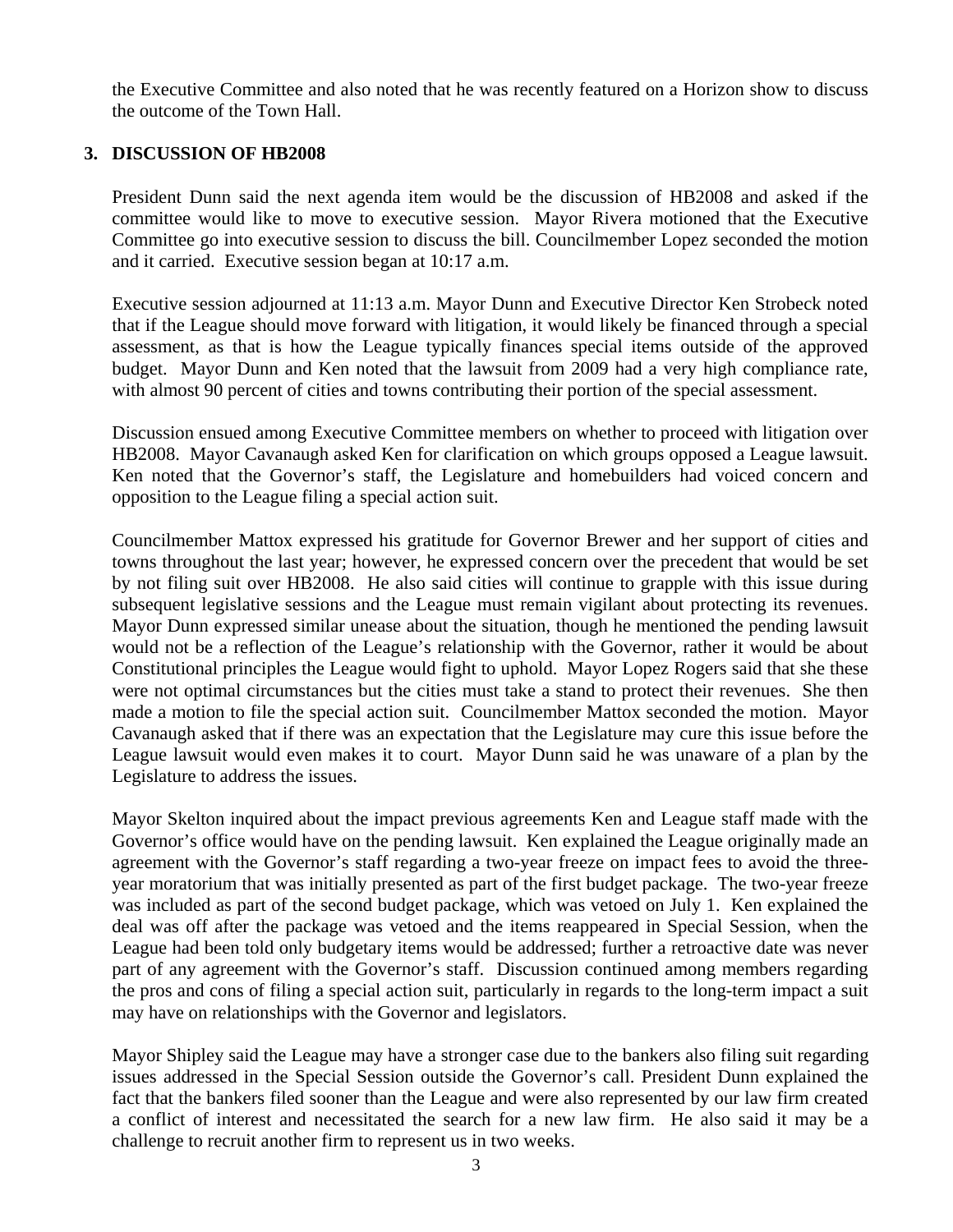the Executive Committee and also noted that he was recently featured on a Horizon show to discuss the outcome of the Town Hall.

**3. DISCUSSION OF HB2008**

President Dunn said the next agenda item would be the discussion of HB2008 and asked if the committee would like to move to executive session. Mayor Rivera motioned that the Executive Committee go into executive session to discuss the bill. Councilmember Lopez seconded the motion and it carried. Executive session began at 10:17 a.m.

Executive session adjourned at 11:13 a.m. Mayor Dunn and Executive Director Ken Strobeck noted that if the League should move forward with litigation, it would likely be financed through a special assessment, as that is how the League typically finances special items outside of the approved budget. Mayor Dunn and Ken noted that the lawsuit from 2009 had a very high compliance rate, with almost 90 percent of cities and towns contributing their portion of the special assessment.

Discussion ensued among Executive Committee members on whether to proceed with litigation over HB2008. Mayor Cavanaugh asked Ken for clarification on which groups opposed a League lawsuit. Ken noted that the Governor's staff, the Legislature and homebuilders had voiced concern and opposition to the League filing a special action suit.

Councilmember Mattox expressed his gratitude for Governor Brewer and her support of cities and towns throughout the last year; however, he expressed concern over the precedent that would be set by not filing suit over HB2008. He also said cities will continue to grapple with this issue during subsequent legislative sessions and the League must remain vigilant about protecting its revenues. Mayor Dunn expressed similar unease about the situation, though he mentioned the pending lawsuit would not be a reflection of the League's relationship with the Governor, rather it would be about Constitutional principles the League would fight to uphold. Mayor Lopez Rogers said that she these were not optimal circumstances but the cities must take a stand to protect their revenues. She then made a motion to file the special action suit. Councilmember Mattox seconded the motion. Mayor Cavanaugh asked that if there was an expectation that the Legislature may cure this issue before the League lawsuit would even makes it to court. Mayor Dunn said he was unaware of a plan by the Legislature to address the issues.

Mayor Skelton inquired about the impact previous agreements Ken and League staff made with the Governor's office would have on the pending lawsuit. Ken explained the League originally made an agreement with the Governor's staff regarding a two-year freeze on impact fees to avoid the three-year moratorium that was initially presented as part of the first budget package. The two-year freeze was included as part of the second budget package, which was vetoed on July 1. Ken explained the deal was off after the package was vetoed and the items reappeared in Special Session, when the League had been told only budgetary items would be addressed; further a retroactive date was never part of any agreement with the Governor's staff. Discussion continued among members regarding the pros and cons of filing a special action suit, particularly in regards to the long-term impact a suit may have on relationships with the Governor and legislators.

Mayor Shipley said the League may have a stronger case due to the bankers also filing suit regarding issues addressed in the Special Session outside the Governor's call. President Dunn explained the fact that the bankers filed sooner than the League and were also represented by our law firm created a conflict of interest and necessitated the search for a new law firm. He also said it may be a challenge to recruit another firm to represent us in two weeks.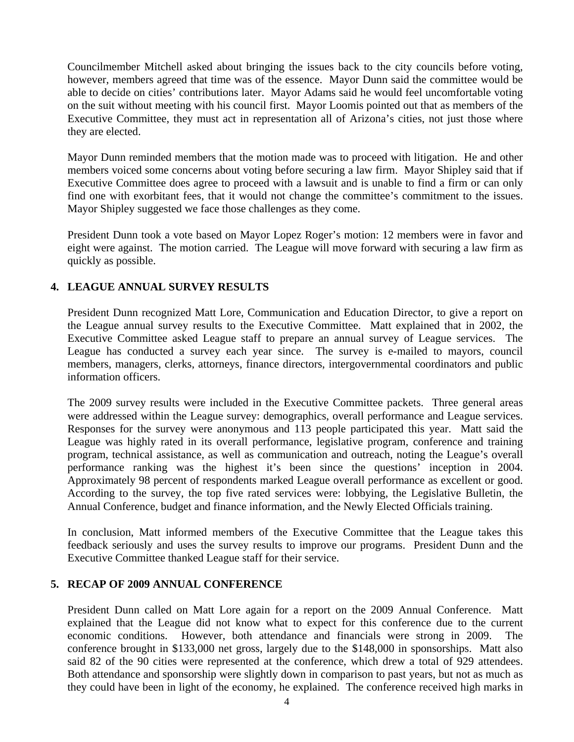Councilmember Mitchell asked about bringing the issues back to the city councils before voting, however, members agreed that time was of the essence. Mayor Dunn said the committee would be able to decide on cities' contributions later. Mayor Adams said he would feel uncomfortable voting on the suit without meeting with his council first. Mayor Loomis pointed out that as members of the Executive Committee, they must act in representation all of Arizona's cities, not just those where they are elected.

Mayor Dunn reminded members that the motion made was to proceed with litigation. He and other members voiced some concerns about voting before securing a law firm. Mayor Shipley said that if Executive Committee does agree to proceed with a lawsuit and is unable to find a firm or can only find one with exorbitant fees, that it would not change the committee's commitment to the issues. Mayor Shipley suggested we face those challenges as they come.

President Dunn took a vote based on Mayor Lopez Roger's motion: 12 members were in favor and eight were against. The motion carried. The League will move forward with securing a law firm as quickly as possible.

## 4. LEAGUE ANNUAL SURVEY RESULTS

President Dunn recognized Matt Lore, Communication and Education Director, to give a report on the League annual survey results to the Executive Committee. Matt explained that in 2002, the Executive Committee asked League staff to prepare an annual survey of League services. The League has conducted a survey each year since. The survey is e-mailed to mayors, council members, managers, clerks, attorneys, finance directors, intergovernmental coordinators and public information officers.

The 2009 survey results were included in the Executive Committee packets. Three general areas were addressed within the League survey: demographics, overall performance and League services. Responses for the survey were anonymous and 113 people participated this year. Matt said the League was highly rated in its overall performance, legislative program, conference and training program, technical assistance, as well as communication and outreach, noting the League's overall performance ranking was the highest it's been since the questions' inception in 2004. Approximately 98 percent of respondents marked League overall performance as excellent or good. According to the survey, the top five rated services were: lobbying, the Legislative Bulletin, the Annual Conference, budget and finance information, and the Newly Elected Officials training.

In conclusion, Matt informed members of the Executive Committee that the League takes this feedback seriously and uses the survey results to improve our programs. President Dunn and the Executive Committee thanked League staff for their service.

## 5. RECAP OF 2009 ANNUAL CONFERENCE

President Dunn called on Matt Lore again for a report on the 2009 Annual Conference. Matt explained that the League did not know what to expect for this conference due to the current economic conditions. However, both attendance and financials were strong in 2009. The conference brought in $133,000 net gross, largely due to the $148,000 in sponsorships. Matt also said 82 of the 90 cities were represented at the conference, which drew a total of 929 attendees. Both attendance and sponsorship were slightly down in comparison to past years, but not as much as they could have been in light of the economy, he explained. The conference received high marks in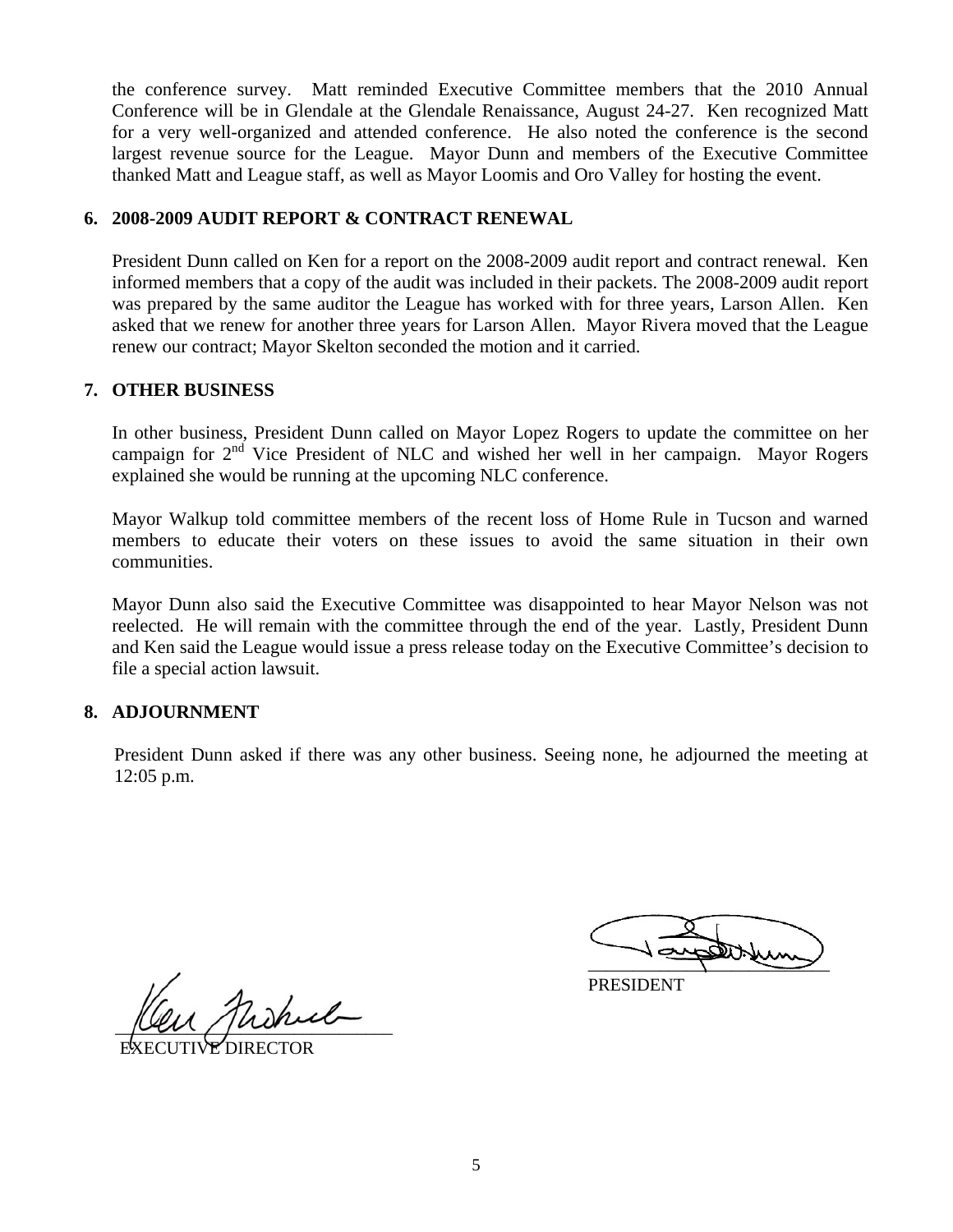the conference survey. Matt reminded Executive Committee members that the 2010 Annual Conference will be in Glendale at the Glendale Renaissance, August 24-27. Ken recognized Matt for a very well-organized and attended conference. He also noted the conference is the second largest revenue source for the League. Mayor Dunn and members of the Executive Committee thanked Matt and League staff, as well as Mayor Loomis and Oro Valley for hosting the event.

**6. 2008-2009 AUDIT REPORT & CONTRACT RENEWAL**

President Dunn called on Ken for a report on the 2008-2009 audit report and contract renewal. Ken informed members that a copy of the audit was included in their packets. The 2008-2009 audit report was prepared by the same auditor the League has worked with for three years, Larson Allen. Ken asked that we renew for another three years for Larson Allen. Mayor Rivera moved that the League renew our contract; Mayor Skelton seconded the motion and it carried.

**7. OTHER BUSINESS**

In other business, President Dunn called on Mayor Lopez Rogers to update the committee on her campaign for 2nd Vice President of NLC and wished her well in her campaign. Mayor Rogers explained she would be running at the upcoming NLC conference.

Mayor Walkup told committee members of the recent loss of Home Rule in Tucson and warned members to educate their voters on these issues to avoid the same situation in their own communities.

Mayor Dunn also said the Executive Committee was disappointed to hear Mayor Nelson was not reelected. He will remain with the committee through the end of the year. Lastly, President Dunn and Ken said the League would issue a press release today on the Executive Committee's decision to file a special action lawsuit.

**8. ADJOURNMENT**

President Dunn asked if there was any other business. Seeing none, he adjourned the meeting at 12:05 p.m.

PRESIDENT

EXECUTIVE DIRECTOR